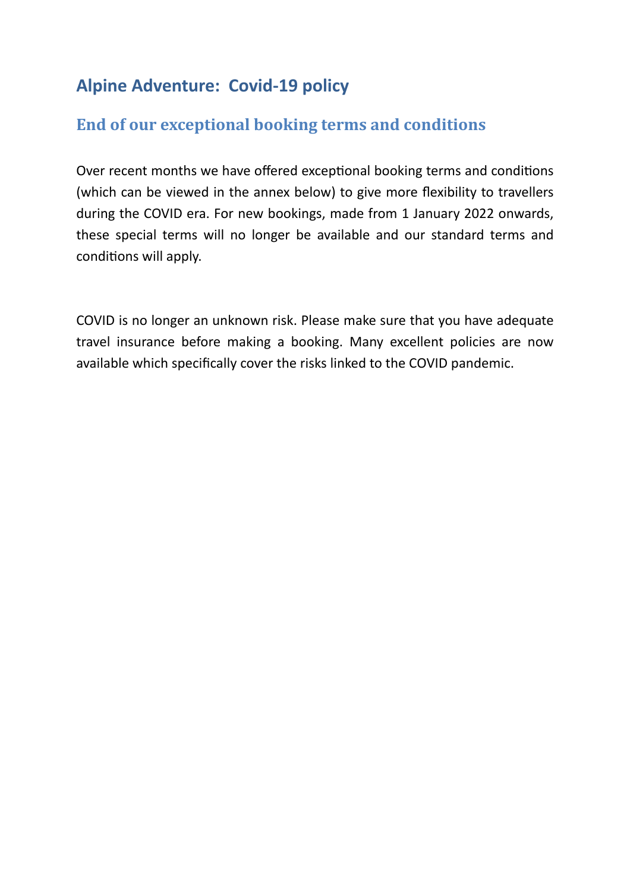# Alpine Adventure: Covid-19 policy

## End of our exceptional booking terms and conditions

Over recent months we have offered exceptional booking terms and conditions (which can be viewed in the annex below) to give more flexibility to travellers during the COVID era. For new bookings, made from 1 January 2022 onwards, these special terms will no longer be available and our standard terms and conditions will apply.

COVID is no longer an unknown risk. Please make sure that you have adequate travel insurance before making a booking. Many excellent policies are now available which specifically cover the risks linked to the COVID pandemic.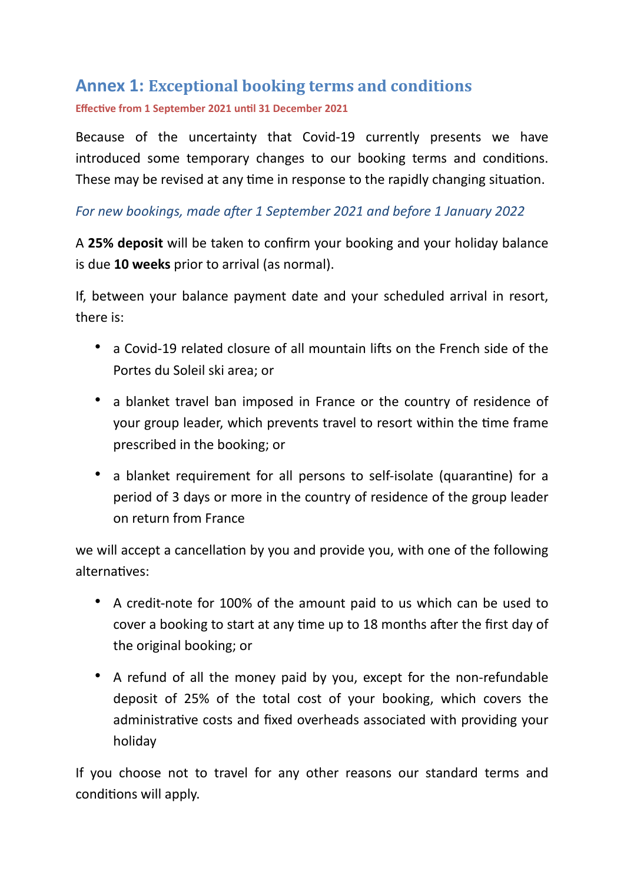## Annex 1: Exceptional booking terms and conditions

**Effective from 1 September 2021 until 31 December 2021**

Because of the uncertainty that Covid-19 currently presents we have introduced some temporary changes to our booking terms and conditions. These may be revised at any time in response to the rapidly changing situation.

*For new bookings, made after 1 September 2021 and before 1 January 2022*

A **25% deposit** will be taken to confirm your booking and your holiday balance is due **10 weeks** prior to arrival (as normal).

If, between your balance payment date and your scheduled arrival in resort, there is:

- a Covid-19 related closure of all mountain lifts on the French side of the Portes du Soleil ski area; or
- a blanket travel ban imposed in France or the country of residence of your group leader, which prevents travel to resort within the time frame prescribed in the booking; or
- a blanket requirement for all persons to self-isolate (quarantine) for a period of 3 days or more in the country of residence of the group leader on return from France

we will accept a cancellation by you and provide you, with one of the following alternatives:

- A credit-note for 100% of the amount paid to us which can be used to cover a booking to start at any time up to 18 months after the first day of the original booking; or
- A refund of all the money paid by you, except for the non-refundable deposit of 25% of the total cost of your booking, which covers the administrative costs and fixed overheads associated with providing your holiday

If you choose not to travel for any other reasons our standard terms and conditions will apply.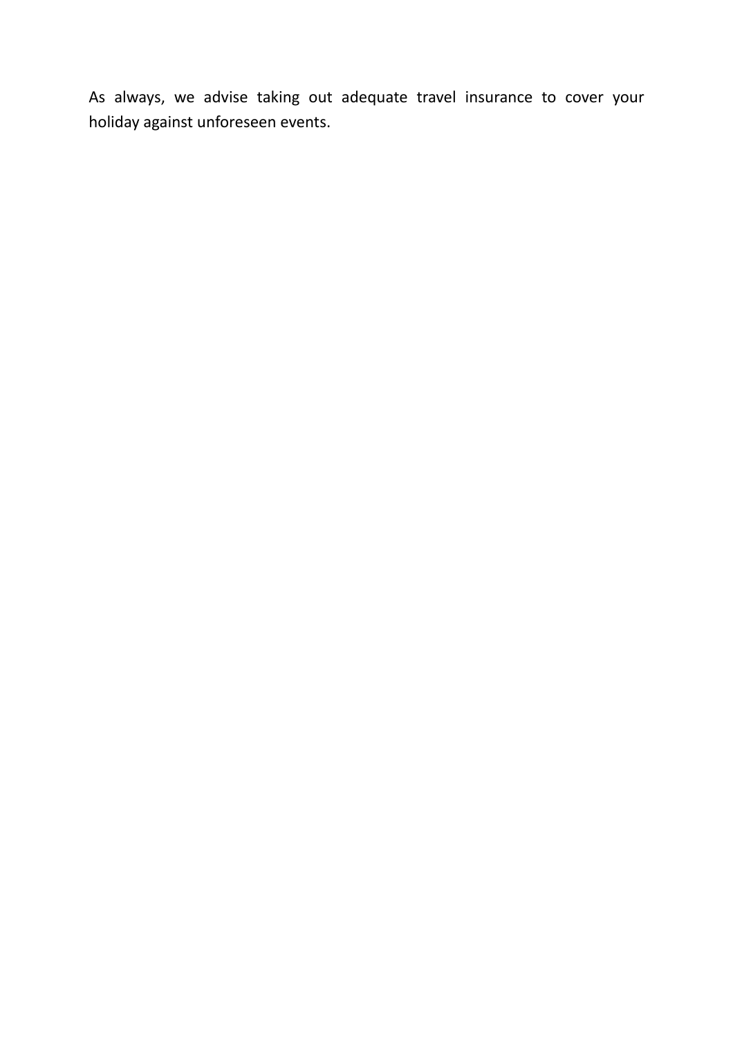As always, we advise taking out adequate travel insurance to cover your holiday against unforeseen events.